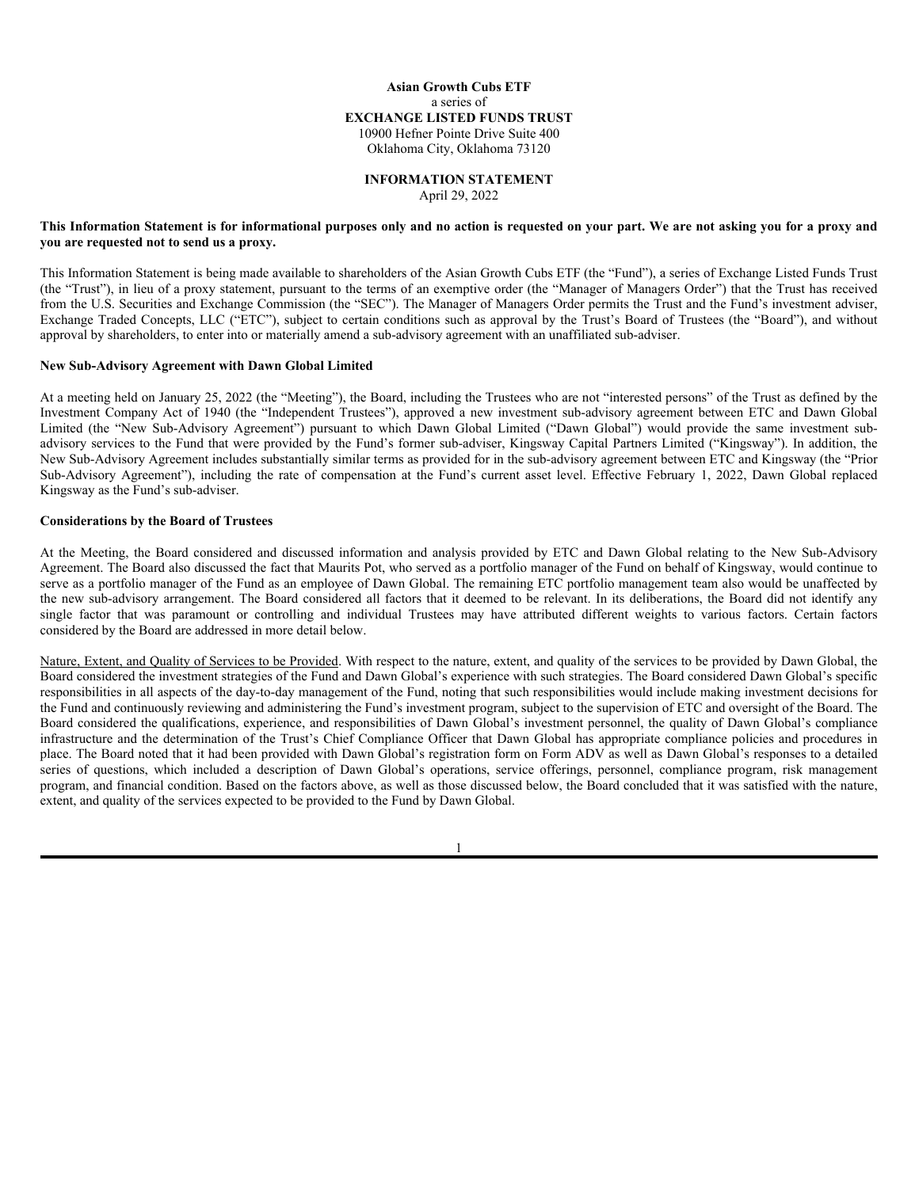**Asian Growth Cubs ETF**
a series of
**EXCHANGE LISTED FUNDS TRUST**
10900 Hefner Pointe Drive Suite 400
Oklahoma City, Oklahoma 73120

**INFORMATION STATEMENT**
April 29, 2022

**This Information Statement is for informational purposes only and no action is requested on your part. We are not asking you for a proxy and you are requested not to send us a proxy.**

This Information Statement is being made available to shareholders of the Asian Growth Cubs ETF (the "Fund"), a series of Exchange Listed Funds Trust (the "Trust"), in lieu of a proxy statement, pursuant to the terms of an exemptive order (the "Manager of Managers Order") that the Trust has received from the U.S. Securities and Exchange Commission (the "SEC"). The Manager of Managers Order permits the Trust and the Fund's investment adviser, Exchange Traded Concepts, LLC ("ETC"), subject to certain conditions such as approval by the Trust's Board of Trustees (the "Board"), and without approval by shareholders, to enter into or materially amend a sub-advisory agreement with an unaffiliated sub-adviser.

**New Sub-Advisory Agreement with Dawn Global Limited**

At a meeting held on January 25, 2022 (the "Meeting"), the Board, including the Trustees who are not "interested persons" of the Trust as defined by the Investment Company Act of 1940 (the "Independent Trustees"), approved a new investment sub-advisory agreement between ETC and Dawn Global Limited (the "New Sub-Advisory Agreement") pursuant to which Dawn Global Limited ("Dawn Global") would provide the same investment sub-advisory services to the Fund that were provided by the Fund's former sub-adviser, Kingsway Capital Partners Limited ("Kingsway"). In addition, the New Sub-Advisory Agreement includes substantially similar terms as provided for in the sub-advisory agreement between ETC and Kingsway (the "Prior Sub-Advisory Agreement"), including the rate of compensation at the Fund's current asset level. Effective February 1, 2022, Dawn Global replaced Kingsway as the Fund's sub-adviser.

**Considerations by the Board of Trustees**

At the Meeting, the Board considered and discussed information and analysis provided by ETC and Dawn Global relating to the New Sub-Advisory Agreement. The Board also discussed the fact that Maurits Pot, who served as a portfolio manager of the Fund on behalf of Kingsway, would continue to serve as a portfolio manager of the Fund as an employee of Dawn Global. The remaining ETC portfolio management team also would be unaffected by the new sub-advisory arrangement. The Board considered all factors that it deemed to be relevant. In its deliberations, the Board did not identify any single factor that was paramount or controlling and individual Trustees may have attributed different weights to various factors. Certain factors considered by the Board are addressed in more detail below.

Nature, Extent, and Quality of Services to be Provided. With respect to the nature, extent, and quality of the services to be provided by Dawn Global, the Board considered the investment strategies of the Fund and Dawn Global's experience with such strategies. The Board considered Dawn Global's specific responsibilities in all aspects of the day-to-day management of the Fund, noting that such responsibilities would include making investment decisions for the Fund and continuously reviewing and administering the Fund's investment program, subject to the supervision of ETC and oversight of the Board. The Board considered the qualifications, experience, and responsibilities of Dawn Global's investment personnel, the quality of Dawn Global's compliance infrastructure and the determination of the Trust's Chief Compliance Officer that Dawn Global has appropriate compliance policies and procedures in place. The Board noted that it had been provided with Dawn Global's registration form on Form ADV as well as Dawn Global's responses to a detailed series of questions, which included a description of Dawn Global's operations, service offerings, personnel, compliance program, risk management program, and financial condition. Based on the factors above, as well as those discussed below, the Board concluded that it was satisfied with the nature, extent, and quality of the services expected to be provided to the Fund by Dawn Global.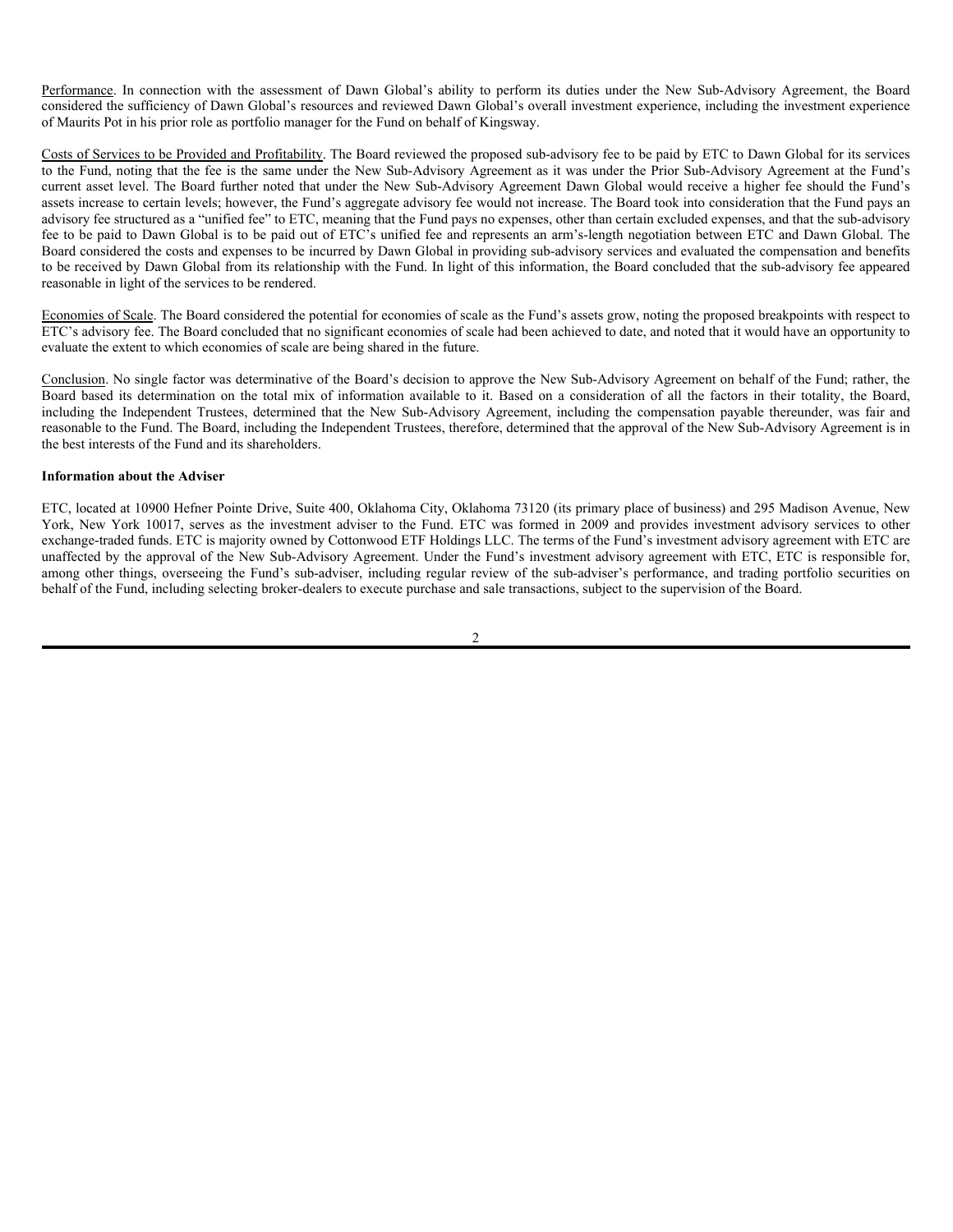Performance. In connection with the assessment of Dawn Global's ability to perform its duties under the New Sub-Advisory Agreement, the Board considered the sufficiency of Dawn Global's resources and reviewed Dawn Global's overall investment experience, including the investment experience of Maurits Pot in his prior role as portfolio manager for the Fund on behalf of Kingsway.

Costs of Services to be Provided and Profitability. The Board reviewed the proposed sub-advisory fee to be paid by ETC to Dawn Global for its services to the Fund, noting that the fee is the same under the New Sub-Advisory Agreement as it was under the Prior Sub-Advisory Agreement at the Fund's current asset level. The Board further noted that under the New Sub-Advisory Agreement Dawn Global would receive a higher fee should the Fund's assets increase to certain levels; however, the Fund's aggregate advisory fee would not increase. The Board took into consideration that the Fund pays an advisory fee structured as a "unified fee" to ETC, meaning that the Fund pays no expenses, other than certain excluded expenses, and that the sub-advisory fee to be paid to Dawn Global is to be paid out of ETC's unified fee and represents an arm's-length negotiation between ETC and Dawn Global. The Board considered the costs and expenses to be incurred by Dawn Global in providing sub-advisory services and evaluated the compensation and benefits to be received by Dawn Global from its relationship with the Fund. In light of this information, the Board concluded that the sub-advisory fee appeared reasonable in light of the services to be rendered.

Economies of Scale. The Board considered the potential for economies of scale as the Fund's assets grow, noting the proposed breakpoints with respect to ETC's advisory fee. The Board concluded that no significant economies of scale had been achieved to date, and noted that it would have an opportunity to evaluate the extent to which economies of scale are being shared in the future.

Conclusion. No single factor was determinative of the Board's decision to approve the New Sub-Advisory Agreement on behalf of the Fund; rather, the Board based its determination on the total mix of information available to it. Based on a consideration of all the factors in their totality, the Board, including the Independent Trustees, determined that the New Sub-Advisory Agreement, including the compensation payable thereunder, was fair and reasonable to the Fund. The Board, including the Independent Trustees, therefore, determined that the approval of the New Sub-Advisory Agreement is in the best interests of the Fund and its shareholders.

**Information about the Adviser**

ETC, located at 10900 Hefner Pointe Drive, Suite 400, Oklahoma City, Oklahoma 73120 (its primary place of business) and 295 Madison Avenue, New York, New York 10017, serves as the investment adviser to the Fund. ETC was formed in 2009 and provides investment advisory services to other exchange-traded funds. ETC is majority owned by Cottonwood ETF Holdings LLC. The terms of the Fund's investment advisory agreement with ETC are unaffected by the approval of the New Sub-Advisory Agreement. Under the Fund's investment advisory agreement with ETC, ETC is responsible for, among other things, overseeing the Fund's sub-adviser, including regular review of the sub-adviser's performance, and trading portfolio securities on behalf of the Fund, including selecting broker-dealers to execute purchase and sale transactions, subject to the supervision of the Board.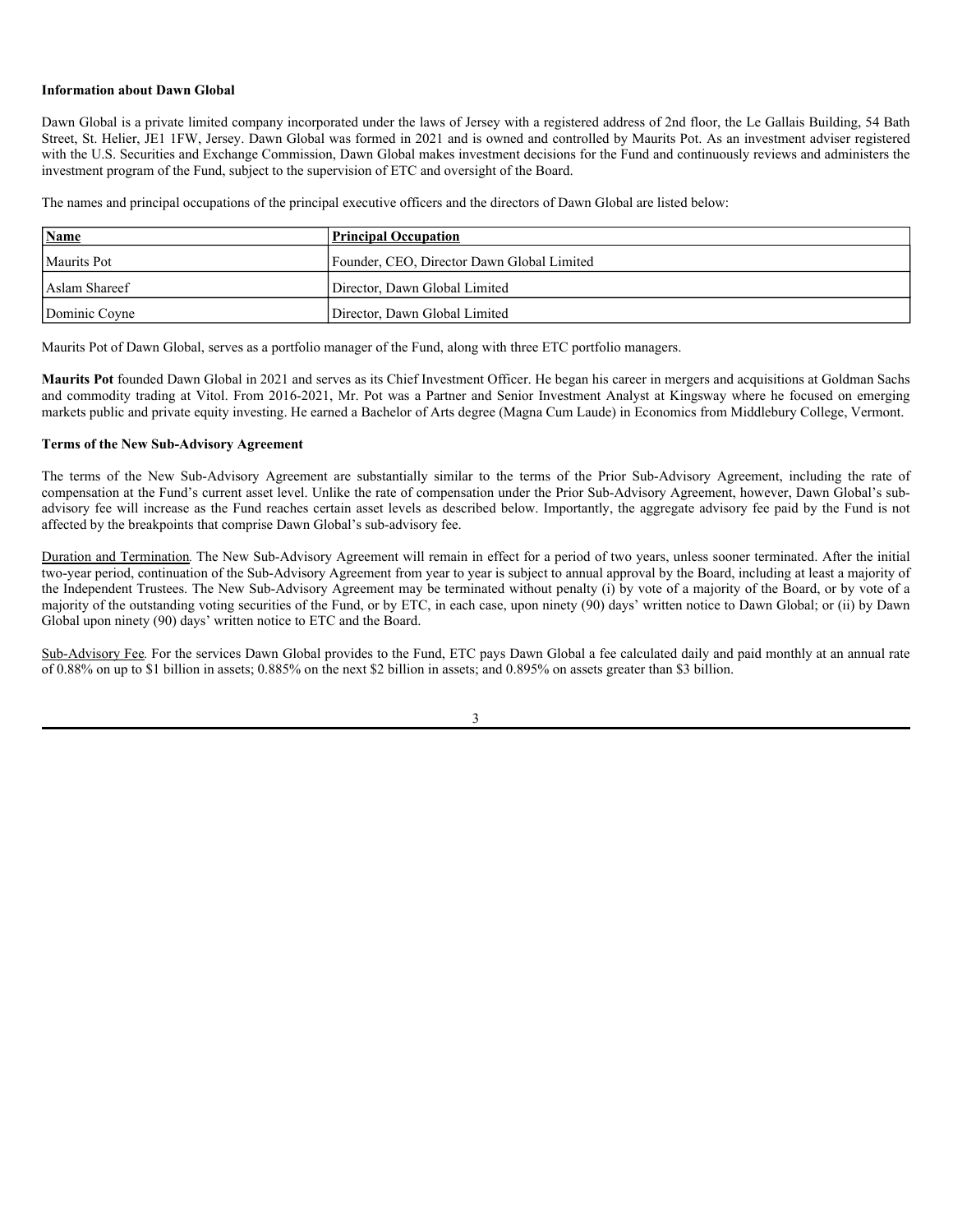**Information about Dawn Global**

Dawn Global is a private limited company incorporated under the laws of Jersey with a registered address of 2nd floor, the Le Gallais Building, 54 Bath Street, St. Helier, JE1 1FW, Jersey. Dawn Global was formed in 2021 and is owned and controlled by Maurits Pot. As an investment adviser registered with the U.S. Securities and Exchange Commission, Dawn Global makes investment decisions for the Fund and continuously reviews and administers the investment program of the Fund, subject to the supervision of ETC and oversight of the Board.

The names and principal occupations of the principal executive officers and the directors of Dawn Global are listed below:

| Name | Principal Occupation |
|---|---|
| Maurits Pot | Founder, CEO, Director Dawn Global Limited |
| Aslam Shareef | Director, Dawn Global Limited |
| Dominic Coyne | Director, Dawn Global Limited |

Maurits Pot of Dawn Global, serves as a portfolio manager of the Fund, along with three ETC portfolio managers.

**Maurits Pot** founded Dawn Global in 2021 and serves as its Chief Investment Officer. He began his career in mergers and acquisitions at Goldman Sachs and commodity trading at Vitol. From 2016-2021, Mr. Pot was a Partner and Senior Investment Analyst at Kingsway where he focused on emerging markets public and private equity investing. He earned a Bachelor of Arts degree (Magna Cum Laude) in Economics from Middlebury College, Vermont.

**Terms of the New Sub-Advisory Agreement**

The terms of the New Sub-Advisory Agreement are substantially similar to the terms of the Prior Sub-Advisory Agreement, including the rate of compensation at the Fund's current asset level. Unlike the rate of compensation under the Prior Sub-Advisory Agreement, however, Dawn Global's sub-advisory fee will increase as the Fund reaches certain asset levels as described below. Importantly, the aggregate advisory fee paid by the Fund is not affected by the breakpoints that comprise Dawn Global's sub-advisory fee.

Duration and Termination. The New Sub-Advisory Agreement will remain in effect for a period of two years, unless sooner terminated. After the initial two-year period, continuation of the Sub-Advisory Agreement from year to year is subject to annual approval by the Board, including at least a majority of the Independent Trustees. The New Sub-Advisory Agreement may be terminated without penalty (i) by vote of a majority of the Board, or by vote of a majority of the outstanding voting securities of the Fund, or by ETC, in each case, upon ninety (90) days' written notice to Dawn Global; or (ii) by Dawn Global upon ninety (90) days' written notice to ETC and the Board.

Sub-Advisory Fee. For the services Dawn Global provides to the Fund, ETC pays Dawn Global a fee calculated daily and paid monthly at an annual rate of 0.88% on up to $1 billion in assets; 0.885% on the next $2 billion in assets; and 0.895% on assets greater than $3 billion.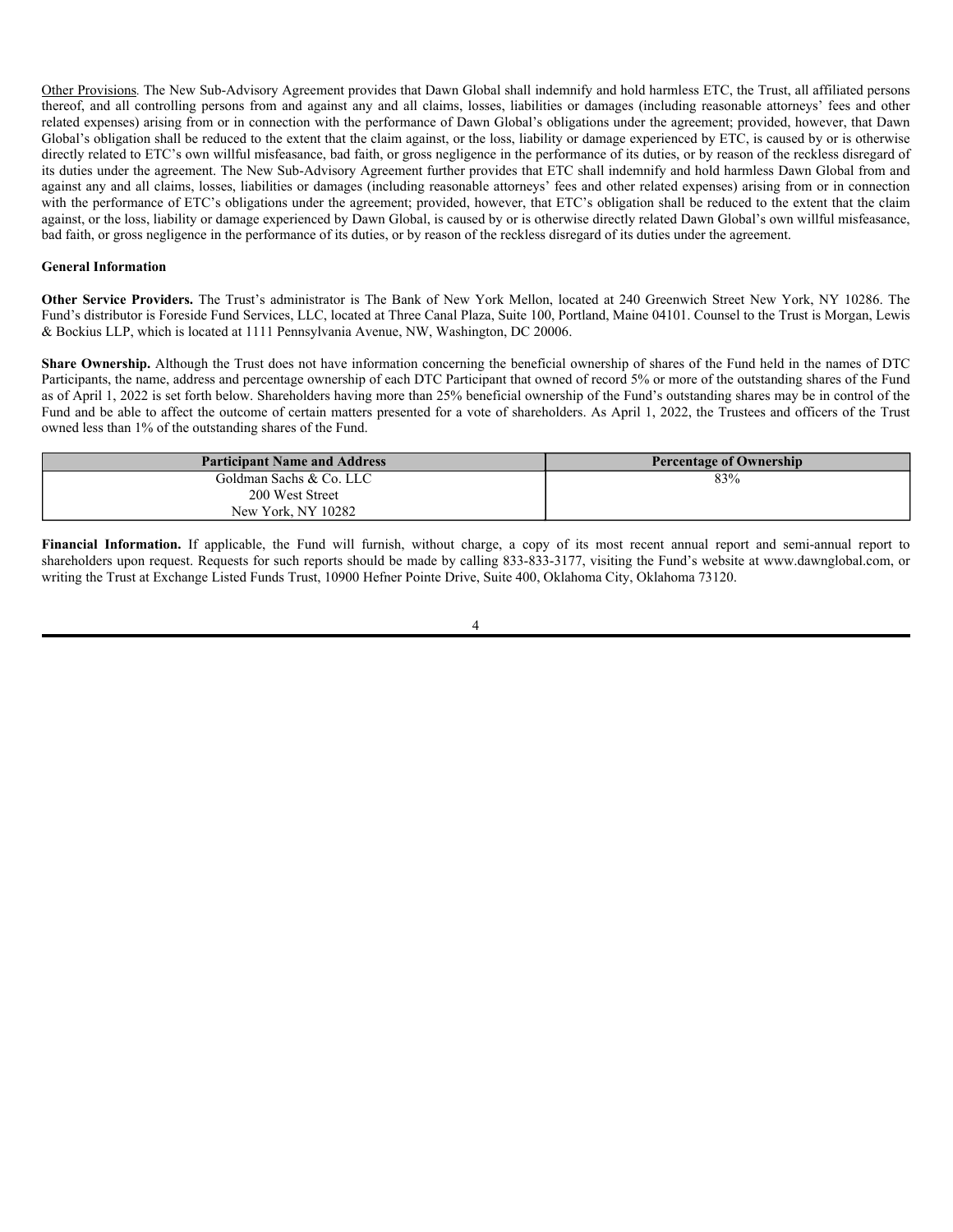Other Provisions. The New Sub-Advisory Agreement provides that Dawn Global shall indemnify and hold harmless ETC, the Trust, all affiliated persons thereof, and all controlling persons from and against any and all claims, losses, liabilities or damages (including reasonable attorneys' fees and other related expenses) arising from or in connection with the performance of Dawn Global's obligations under the agreement; provided, however, that Dawn Global's obligation shall be reduced to the extent that the claim against, or the loss, liability or damage experienced by ETC, is caused by or is otherwise directly related to ETC's own willful misfeasance, bad faith, or gross negligence in the performance of its duties, or by reason of the reckless disregard of its duties under the agreement. The New Sub-Advisory Agreement further provides that ETC shall indemnify and hold harmless Dawn Global from and against any and all claims, losses, liabilities or damages (including reasonable attorneys' fees and other related expenses) arising from or in connection with the performance of ETC's obligations under the agreement; provided, however, that ETC's obligation shall be reduced to the extent that the claim against, or the loss, liability or damage experienced by Dawn Global, is caused by or is otherwise directly related Dawn Global's own willful misfeasance, bad faith, or gross negligence in the performance of its duties, or by reason of the reckless disregard of its duties under the agreement.

**General Information**

**Other Service Providers.** The Trust's administrator is The Bank of New York Mellon, located at 240 Greenwich Street New York, NY 10286. The Fund's distributor is Foreside Fund Services, LLC, located at Three Canal Plaza, Suite 100, Portland, Maine 04101. Counsel to the Trust is Morgan, Lewis & Bockius LLP, which is located at 1111 Pennsylvania Avenue, NW, Washington, DC 20006.

**Share Ownership.** Although the Trust does not have information concerning the beneficial ownership of shares of the Fund held in the names of DTC Participants, the name, address and percentage ownership of each DTC Participant that owned of record 5% or more of the outstanding shares of the Fund as of April 1, 2022 is set forth below. Shareholders having more than 25% beneficial ownership of the Fund's outstanding shares may be in control of the Fund and be able to affect the outcome of certain matters presented for a vote of shareholders. As April 1, 2022, the Trustees and officers of the Trust owned less than 1% of the outstanding shares of the Fund.

| Participant Name and Address | Percentage of Ownership |
|---|---|
| Goldman Sachs & Co. LLC<br>200 West Street<br>New York, NY 10282 | 83% |

**Financial Information.** If applicable, the Fund will furnish, without charge, a copy of its most recent annual report and semi-annual report to shareholders upon request. Requests for such reports should be made by calling 833-833-3177, visiting the Fund's website at www.dawnglobal.com, or writing the Trust at Exchange Listed Funds Trust, 10900 Hefner Pointe Drive, Suite 400, Oklahoma City, Oklahoma 73120.